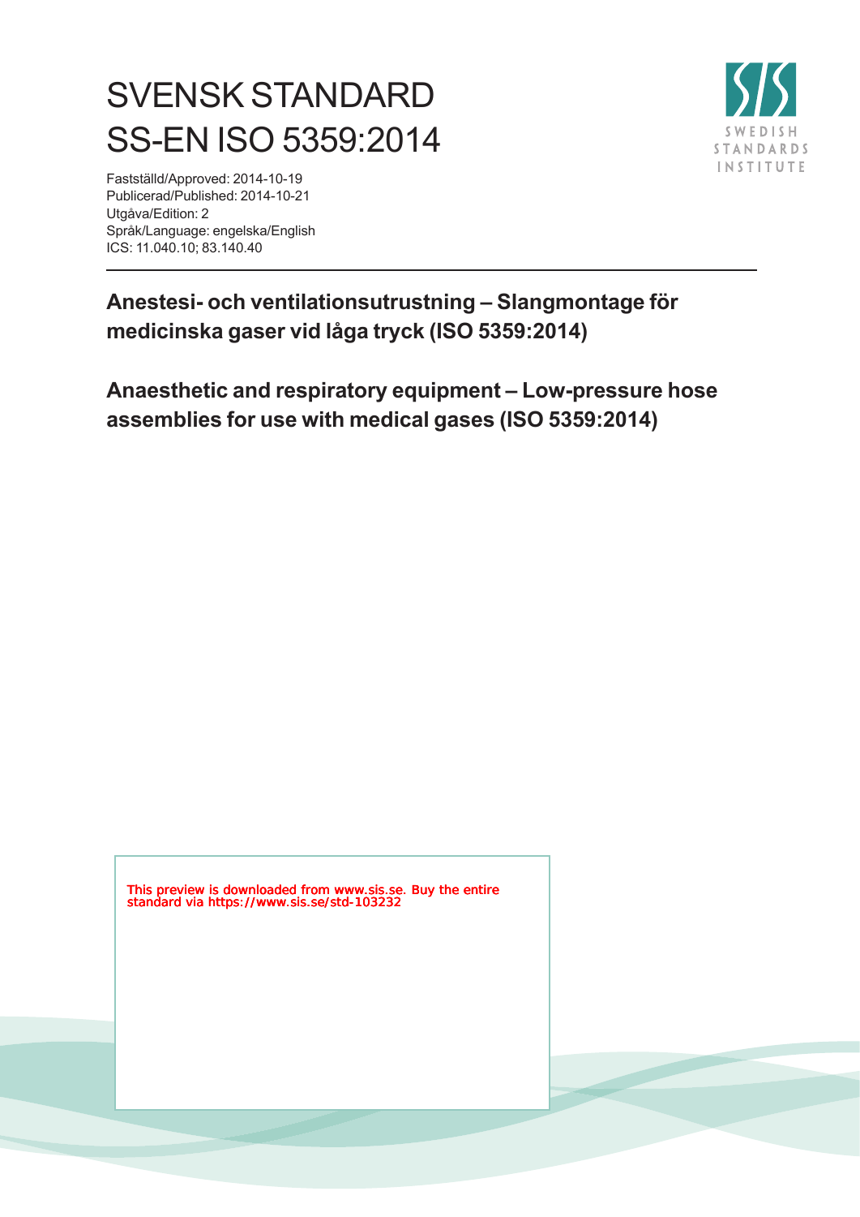# SVENSK STANDARD
# SS-EN ISO 5359:2014

Fastställd/Approved: 2014-10-19
Publicerad/Published: 2014-10-21
Utgåva/Edition: 2
Språk/Language: engelska/English
ICS: 11.040.10; 83.140.40

SWEDISH STANDARDS INSTITUTE

## Anestesi- och ventilationsutrustning – Slangmontage för medicinska gaser vid låga tryck (ISO 5359:2014)

## Anaesthetic and respiratory equipment – Low-pressure hose assemblies for use with medical gases (ISO 5359:2014)

This preview is downloaded from www.sis.se. Buy the entire standard via https://www.sis.se/std-103232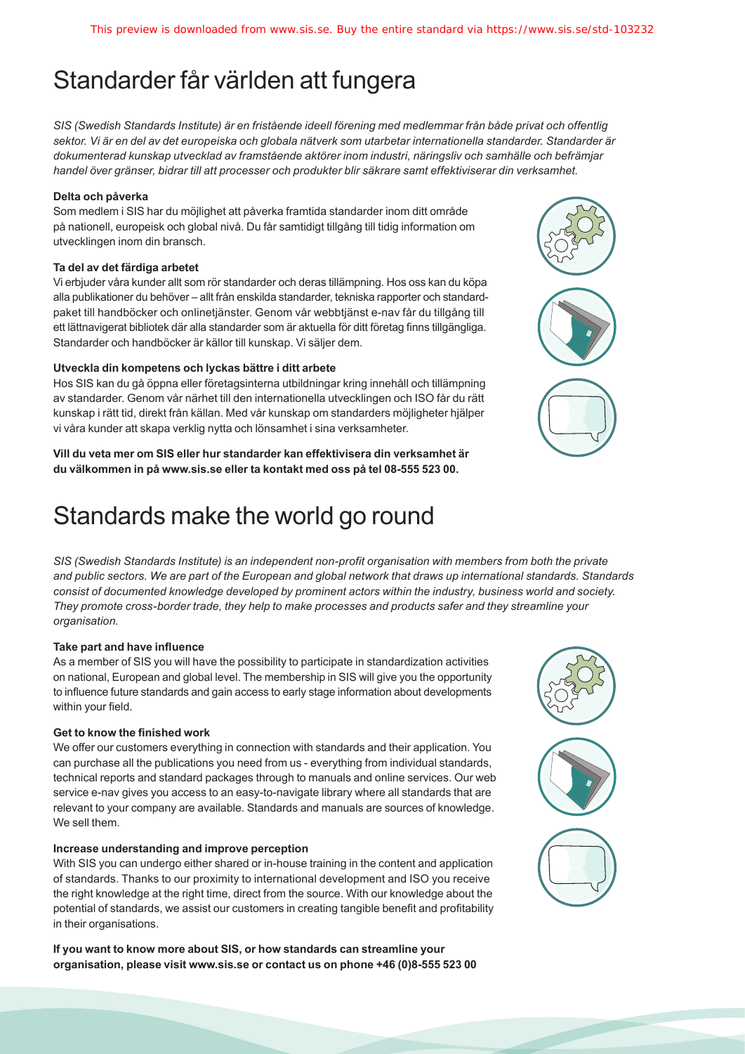# Standarder får världen att fungera

*SIS (Swedish Standards Institute) är en fristående ideell förening med medlemmar från både privat och offentlig sektor. Vi är en del av det europeiska och globala nätverk som utarbetar internationella standarder. Standarder är dokumenterad kunskap utvecklad av framstående aktörer inom industri, näringsliv och samhälle och befrämjar handel över gränser, bidrar till att processer och produkter blir säkrare samt effektiviserar din verksamhet.*

**Delta och påverka**

Som medlem i SIS har du möjlighet att påverka framtida standarder inom ditt område på nationell, europeisk och global nivå. Du får samtidigt tillgång till tidig information om utvecklingen inom din bransch.

**Ta del av det färdiga arbetet**

Vi erbjuder våra kunder allt som rör standarder och deras tillämpning. Hos oss kan du köpa alla publikationer du behöver – allt från enskilda standarder, tekniska rapporter och standardpaket till handböcker och onlinetjänster. Genom vår webbtjänst e-nav får du tillgång till ett lättnavigerat bibliotek där alla standarder som är aktuella för ditt företag finns tillgängliga. Standarder och handböcker är källor till kunskap. Vi säljer dem.

**Utveckla din kompetens och lyckas bättre i ditt arbete**

Hos SIS kan du gå öppna eller företagsinterna utbildningar kring innehåll och tillämpning av standarder. Genom vår närhet till den internationella utvecklingen och ISO får du rätt kunskap i rätt tid, direkt från källan. Med vår kunskap om standarders möjligheter hjälper vi våra kunder att skapa verklig nytta och lönsamhet i sina verksamheter.

**Vill du veta mer om SIS eller hur standarder kan effektivisera din verksamhet är du välkommen in på www.sis.se eller ta kontakt med oss på tel 08-555 523 00.**

# Standards make the world go round

*SIS (Swedish Standards Institute) is an independent non-profit organisation with members from both the private and public sectors. We are part of the European and global network that draws up international standards. Standards consist of documented knowledge developed by prominent actors within the industry, business world and society. They promote cross-border trade, they help to make processes and products safer and they streamline your organisation.*

**Take part and have influence**

As a member of SIS you will have the possibility to participate in standardization activities on national, European and global level. The membership in SIS will give you the opportunity to influence future standards and gain access to early stage information about developments within your field.

**Get to know the finished work**

We offer our customers everything in connection with standards and their application. You can purchase all the publications you need from us - everything from individual standards, technical reports and standard packages through to manuals and online services. Our web service e-nav gives you access to an easy-to-navigate library where all standards that are relevant to your company are available. Standards and manuals are sources of knowledge. We sell them.

**Increase understanding and improve perception**

With SIS you can undergo either shared or in-house training in the content and application of standards. Thanks to our proximity to international development and ISO you receive the right knowledge at the right time, direct from the source. With our knowledge about the potential of standards, we assist our customers in creating tangible benefit and profitability in their organisations.

**If you want to know more about SIS, or how standards can streamline your organisation, please visit www.sis.se or contact us on phone +46 (0)8-555 523 00**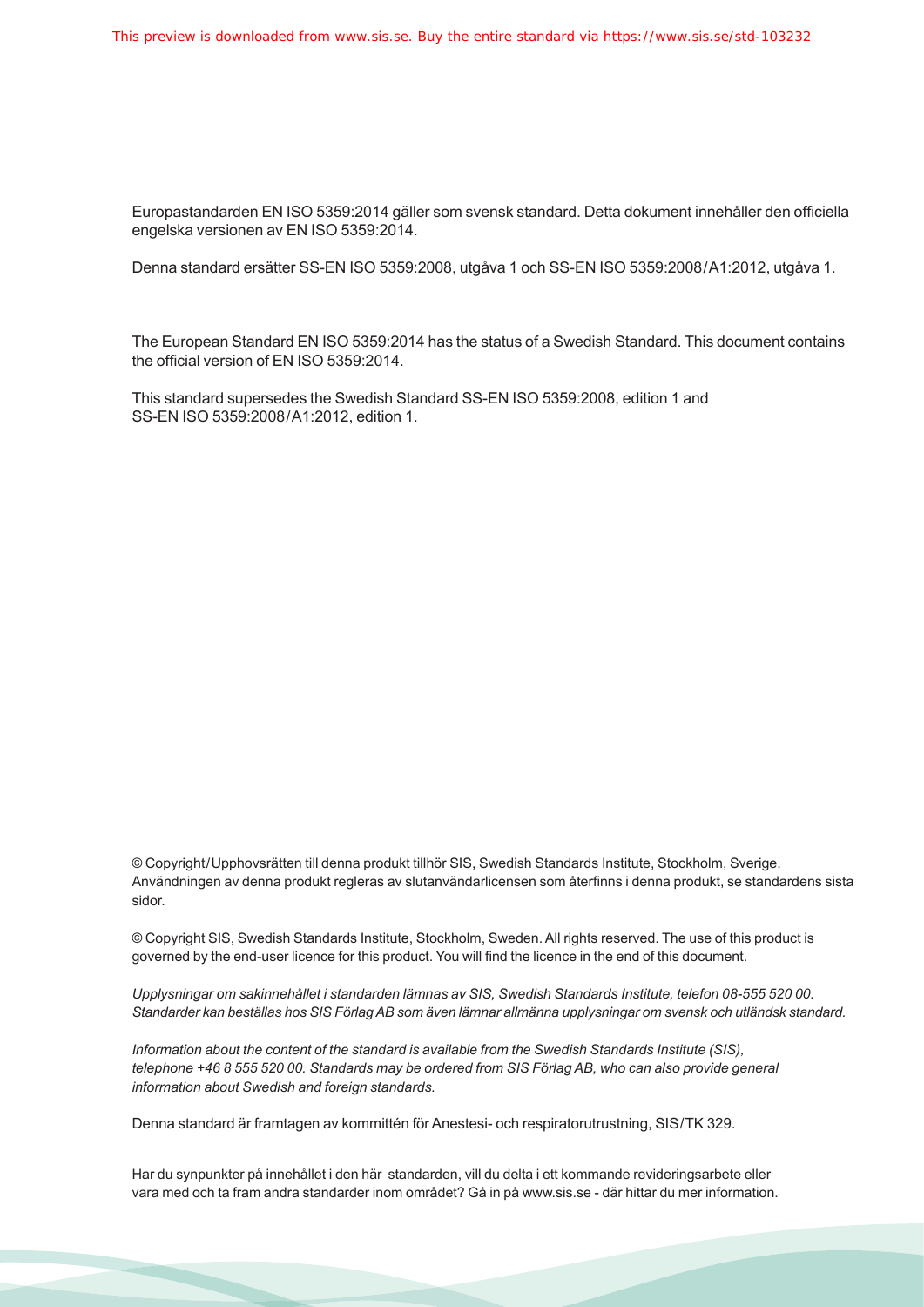Europastandarden EN ISO 5359:2014 gäller som svensk standard. Detta dokument innehåller den officiella engelska versionen av EN ISO 5359:2014.

Denna standard ersätter SS-EN ISO 5359:2008, utgåva 1 och SS-EN ISO 5359:2008/A1:2012, utgåva 1.

The European Standard EN ISO 5359:2014 has the status of a Swedish Standard. This document contains the official version of EN ISO 5359:2014.

This standard supersedes the Swedish Standard SS-EN ISO 5359:2008, edition 1 and SS-EN ISO 5359:2008/A1:2012, edition 1.

© Copyright/Upphovsrätten till denna produkt tillhör SIS, Swedish Standards Institute, Stockholm, Sverige. Användningen av denna produkt regleras av slutanvändarlicensen som återfinns i denna produkt, se standardens sista sidor.

© Copyright SIS, Swedish Standards Institute, Stockholm, Sweden. All rights reserved. The use of this product is governed by the end-user licence for this product. You will find the licence in the end of this document.

*Upplysningar om sakinnehållet i standarden lämnas av SIS, Swedish Standards Institute, telefon 08-555 520 00. Standarder kan beställas hos SIS Förlag AB som även lämnar allmänna upplysningar om svensk och utländsk standard.*

*Information about the content of the standard is available from the Swedish Standards Institute (SIS), telephone +46 8 555 520 00. Standards may be ordered from SIS Förlag AB, who can also provide general information about Swedish and foreign standards.*

Denna standard är framtagen av kommittén för Anestesi- och respiratorutrustning, SIS/TK 329.

Har du synpunkter på innehållet i den här standarden, vill du delta i ett kommande revideringsarbete eller vara med och ta fram andra standarder inom området? Gå in på www.sis.se - där hittar du mer information.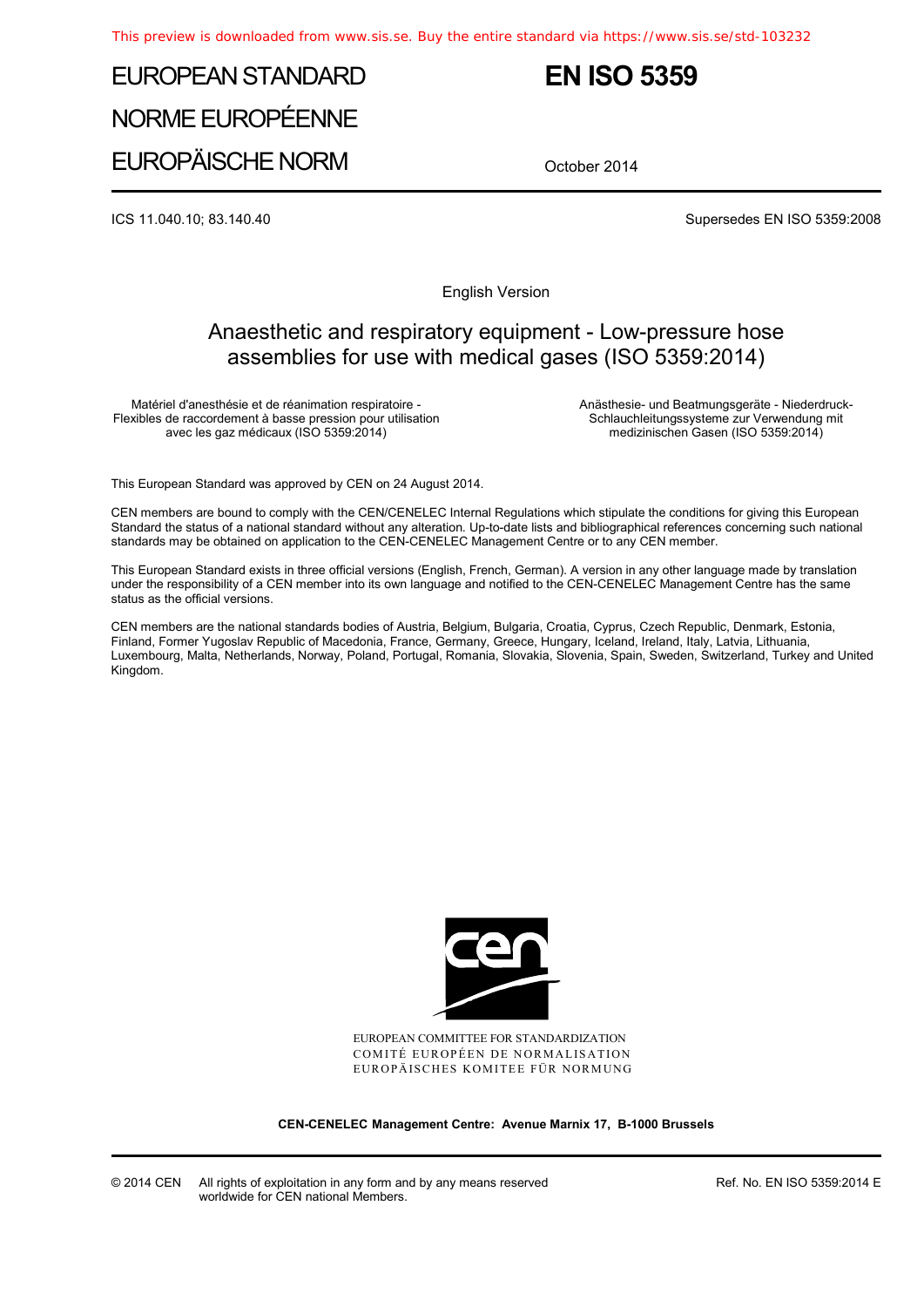This preview is downloaded from www.sis.se. Buy the entire standard via https://www.sis.se/std-103232

# EUROPEAN STANDARD
# NORME EUROPÉENNE
# EUROPÄISCHE NORM

# EN ISO 5359

October 2014

ICS 11.040.10; 83.140.40

Supersedes EN ISO 5359:2008

English Version

## Anaesthetic and respiratory equipment - Low-pressure hose assemblies for use with medical gases (ISO 5359:2014)

Matériel d'anesthésie et de réanimation respiratoire - Flexibles de raccordement à basse pression pour utilisation avec les gaz médicaux (ISO 5359:2014)

Anästhesie- und Beatmungsgeräte - Niederdruck-Schlauchleitungssysteme zur Verwendung mit medizinischen Gasen (ISO 5359:2014)

This European Standard was approved by CEN on 24 August 2014.

CEN members are bound to comply with the CEN/CENELEC Internal Regulations which stipulate the conditions for giving this European Standard the status of a national standard without any alteration. Up-to-date lists and bibliographical references concerning such national standards may be obtained on application to the CEN-CENELEC Management Centre or to any CEN member.

This European Standard exists in three official versions (English, French, German). A version in any other language made by translation under the responsibility of a CEN member into its own language and notified to the CEN-CENELEC Management Centre has the same status as the official versions.

CEN members are the national standards bodies of Austria, Belgium, Bulgaria, Croatia, Cyprus, Czech Republic, Denmark, Estonia, Finland, Former Yugoslav Republic of Macedonia, France, Germany, Greece, Hungary, Iceland, Ireland, Italy, Latvia, Lithuania, Luxembourg, Malta, Netherlands, Norway, Poland, Portugal, Romania, Slovakia, Slovenia, Spain, Sweden, Switzerland, Turkey and United Kingdom.

EUROPEAN COMMITTEE FOR STANDARDIZATION
COMITÉ EUROPÉEN DE NORMALISATION
EUROPÄISCHES KOMITEE FÜR NORMUNG

**CEN-CENELEC Management Centre: Avenue Marnix 17, B-1000 Brussels**

© 2014 CEN All rights of exploitation in any form and by any means reserved worldwide for CEN national Members.

Ref. No. EN ISO 5359:2014 E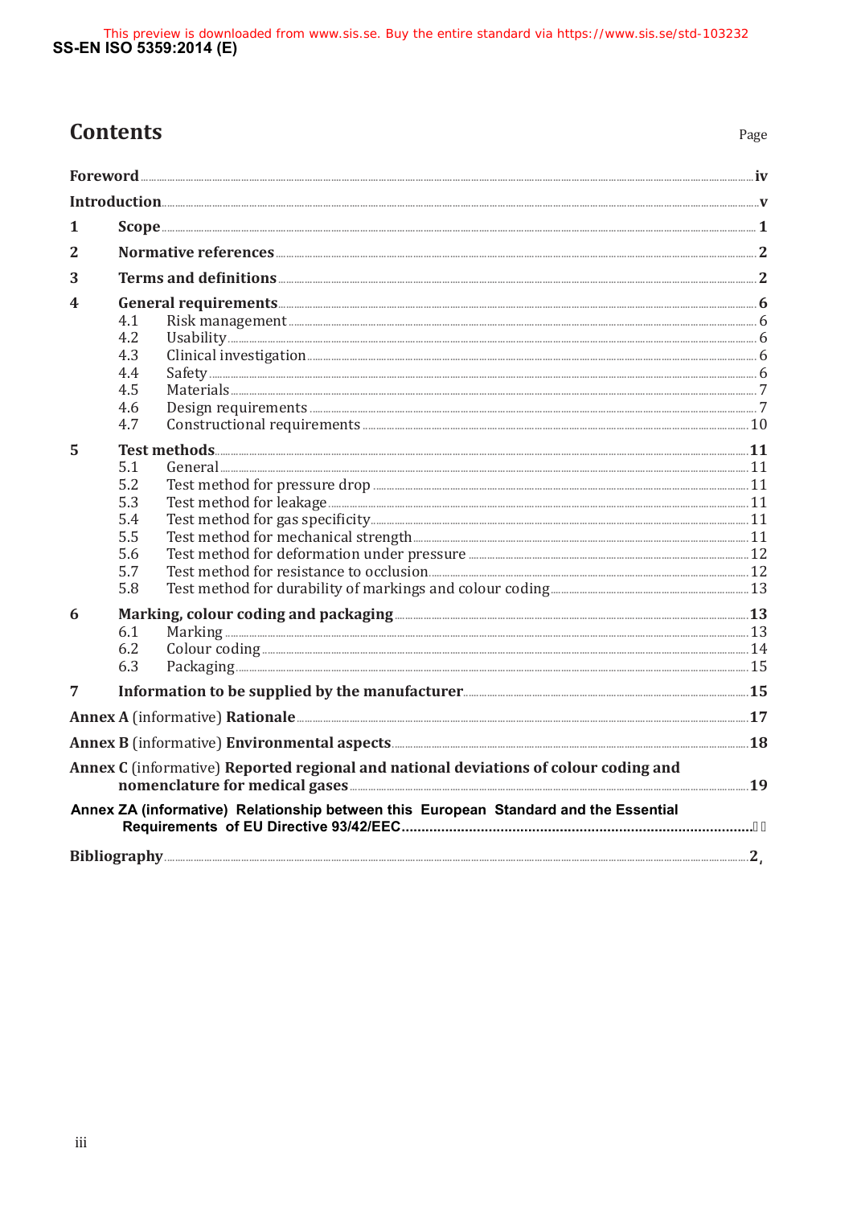# Contents

| | | Page |
|---|---|---|
| **Foreword** | | **iv** |
| **Introduction** | | **v** |
| **1** | **Scope** | **1** |
| **2** | **Normative references** | **2** |
| **3** | **Terms and definitions** | **2** |
| **4** | **General requirements** | **6** |
| 4.1 | Risk management | 6 |
| 4.2 | Usability | 6 |
| 4.3 | Clinical investigation | 6 |
| 4.4 | Safety | 6 |
| 4.5 | Materials | 7 |
| 4.6 | Design requirements | 7 |
| 4.7 | Constructional requirements | 10 |
| **5** | **Test methods** | **11** |
| 5.1 | General | 11 |
| 5.2 | Test method for pressure drop | 11 |
| 5.3 | Test method for leakage | 11 |
| 5.4 | Test method for gas specificity | 11 |
| 5.5 | Test method for mechanical strength | 11 |
| 5.6 | Test method for deformation under pressure | 12 |
| 5.7 | Test method for resistance to occlusion | 12 |
| 5.8 | Test method for durability of markings and colour coding | 13 |
| **6** | **Marking, colour coding and packaging** | **13** |
| 6.1 | Marking | 13 |
| 6.2 | Colour coding | 14 |
| 6.3 | Packaging | 15 |
| **7** | **Information to be supplied by the manufacturer** | **15** |
| **Annex A** (informative) **Rationale** | | **17** |
| **Annex B** (informative) **Environmental aspects** | | **18** |
| **Annex C** (informative) **Reported regional and national deviations of colour coding and nomenclature for medical gases** | | **19** |
| **Annex ZA (informative) Relationship between this European Standard and the Essential Requirements of EU Directive 93/42/EEC** | | |
| **Bibliography** | | **2** |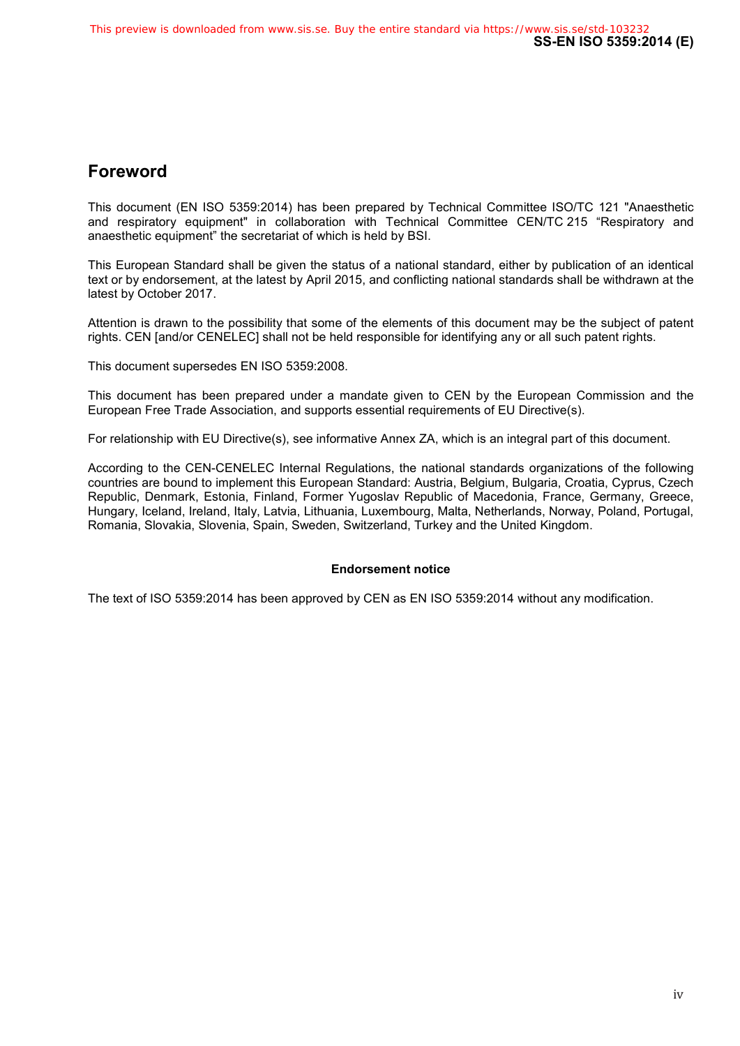# Foreword

This document (EN ISO 5359:2014) has been prepared by Technical Committee ISO/TC 121 "Anaesthetic and respiratory equipment" in collaboration with Technical Committee CEN/TC 215 “Respiratory and anaesthetic equipment” the secretariat of which is held by BSI.

This European Standard shall be given the status of a national standard, either by publication of an identical text or by endorsement, at the latest by April 2015, and conflicting national standards shall be withdrawn at the latest by October 2017.

Attention is drawn to the possibility that some of the elements of this document may be the subject of patent rights. CEN [and/or CENELEC] shall not be held responsible for identifying any or all such patent rights.

This document supersedes EN ISO 5359:2008.

This document has been prepared under a mandate given to CEN by the European Commission and the European Free Trade Association, and supports essential requirements of EU Directive(s).

For relationship with EU Directive(s), see informative Annex ZA, which is an integral part of this document.

According to the CEN-CENELEC Internal Regulations, the national standards organizations of the following countries are bound to implement this European Standard: Austria, Belgium, Bulgaria, Croatia, Cyprus, Czech Republic, Denmark, Estonia, Finland, Former Yugoslav Republic of Macedonia, France, Germany, Greece, Hungary, Iceland, Ireland, Italy, Latvia, Lithuania, Luxembourg, Malta, Netherlands, Norway, Poland, Portugal, Romania, Slovakia, Slovenia, Spain, Sweden, Switzerland, Turkey and the United Kingdom.

**Endorsement notice**

The text of ISO 5359:2014 has been approved by CEN as EN ISO 5359:2014 without any modification.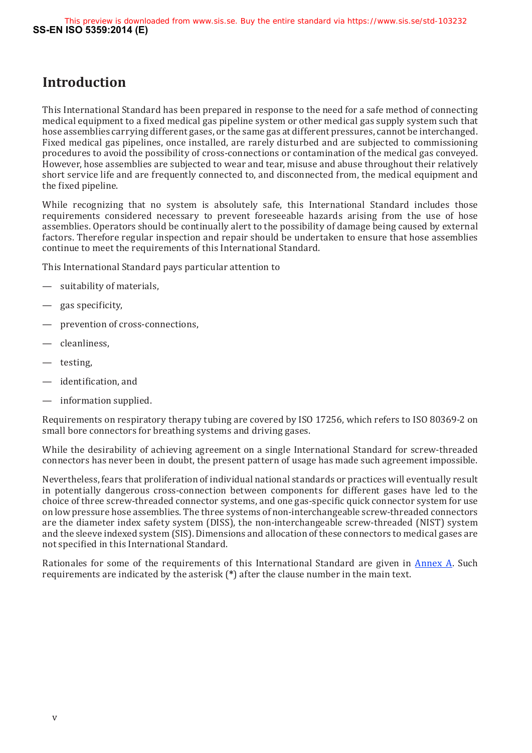# Introduction

This International Standard has been prepared in response to the need for a safe method of connecting medical equipment to a fixed medical gas pipeline system or other medical gas supply system such that hose assemblies carrying different gases, or the same gas at different pressures, cannot be interchanged. Fixed medical gas pipelines, once installed, are rarely disturbed and are subjected to commissioning procedures to avoid the possibility of cross-connections or contamination of the medical gas conveyed. However, hose assemblies are subjected to wear and tear, misuse and abuse throughout their relatively short service life and are frequently connected to, and disconnected from, the medical equipment and the fixed pipeline.

While recognizing that no system is absolutely safe, this International Standard includes those requirements considered necessary to prevent foreseeable hazards arising from the use of hose assemblies. Operators should be continually alert to the possibility of damage being caused by external factors. Therefore regular inspection and repair should be undertaken to ensure that hose assemblies continue to meet the requirements of this International Standard.

This International Standard pays particular attention to

- suitability of materials,
- gas specificity,
- prevention of cross-connections,
- cleanliness,
- testing,
- identification, and
- information supplied.

Requirements on respiratory therapy tubing are covered by ISO 17256, which refers to ISO 80369-2 on small bore connectors for breathing systems and driving gases.

While the desirability of achieving agreement on a single International Standard for screw-threaded connectors has never been in doubt, the present pattern of usage has made such agreement impossible.

Nevertheless, fears that proliferation of individual national standards or practices will eventually result in potentially dangerous cross-connection between components for different gases have led to the choice of three screw-threaded connector systems, and one gas-specific quick connector system for use on low pressure hose assemblies. The three systems of non-interchangeable screw-threaded connectors are the diameter index safety system (DISS), the non-interchangeable screw-threaded (NIST) system and the sleeve indexed system (SIS). Dimensions and allocation of these connectors to medical gases are not specified in this International Standard.

Rationales for some of the requirements of this International Standard are given in Annex A. Such requirements are indicated by the asterisk (*) after the clause number in the main text.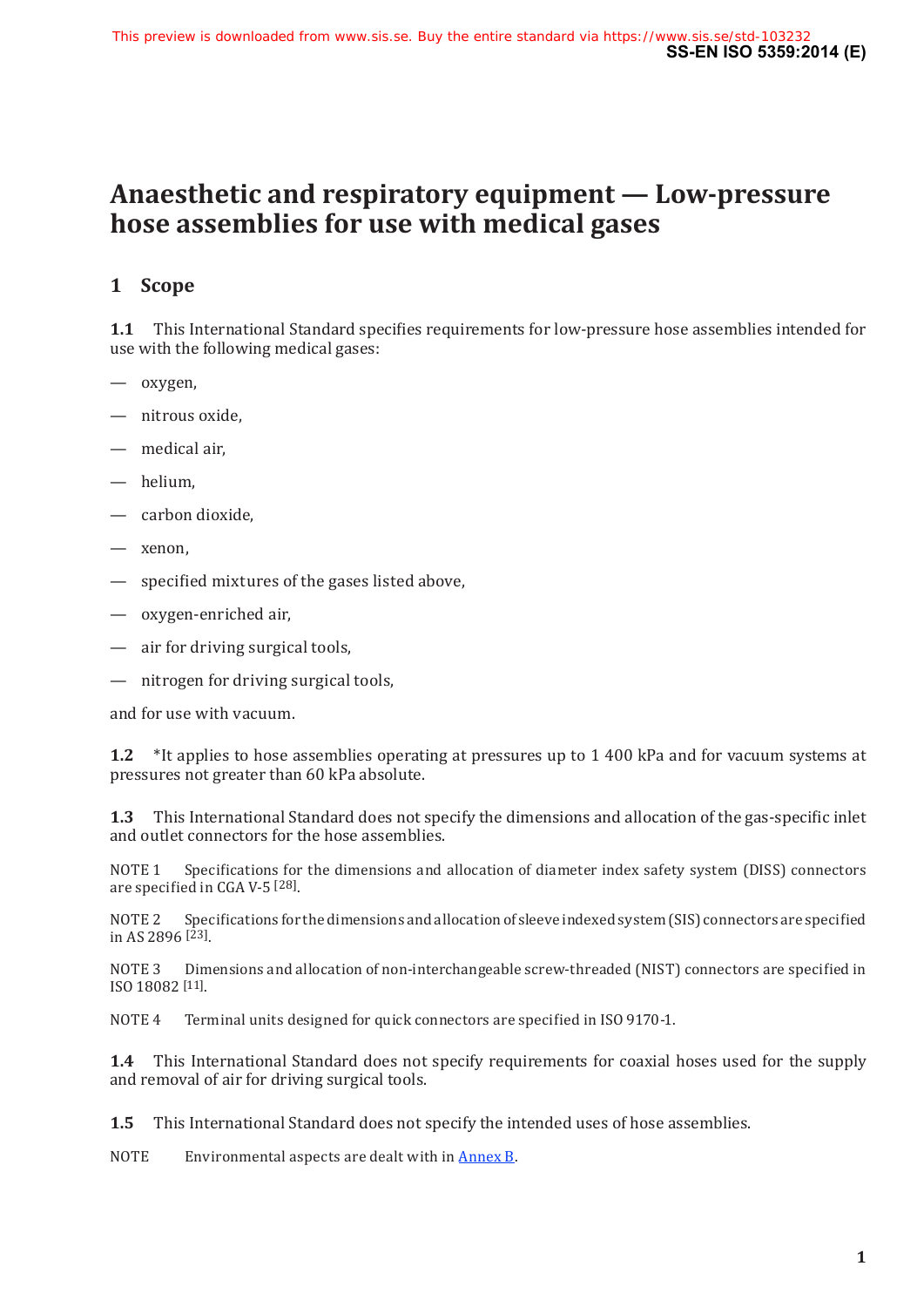# Anaesthetic and respiratory equipment — Low-pressure hose assemblies for use with medical gases

## 1 Scope

**1.1** This International Standard specifies requirements for low-pressure hose assemblies intended for use with the following medical gases:

— oxygen,

— nitrous oxide,

— medical air,

— helium,

— carbon dioxide,

— xenon,

— specified mixtures of the gases listed above,

— oxygen-enriched air,

— air for driving surgical tools,

— nitrogen for driving surgical tools,

and for use with vacuum.

**1.2** *It applies to hose assemblies operating at pressures up to 1 400 kPa and for vacuum systems at pressures not greater than 60 kPa absolute.

**1.3** This International Standard does not specify the dimensions and allocation of the gas-specific inlet and outlet connectors for the hose assemblies.

NOTE 1 Specifications for the dimensions and allocation of diameter index safety system (DISS) connectors are specified in CGA V-5 [28].

NOTE 2 Specifications for the dimensions and allocation of sleeve indexed system (SIS) connectors are specified in AS 2896 [23].

NOTE 3 Dimensions and allocation of non-interchangeable screw-threaded (NIST) connectors are specified in ISO 18082 [11].

NOTE 4 Terminal units designed for quick connectors are specified in ISO 9170-1.

**1.4** This International Standard does not specify requirements for coaxial hoses used for the supply and removal of air for driving surgical tools.

**1.5** This International Standard does not specify the intended uses of hose assemblies.

NOTE Environmental aspects are dealt with in Annex B.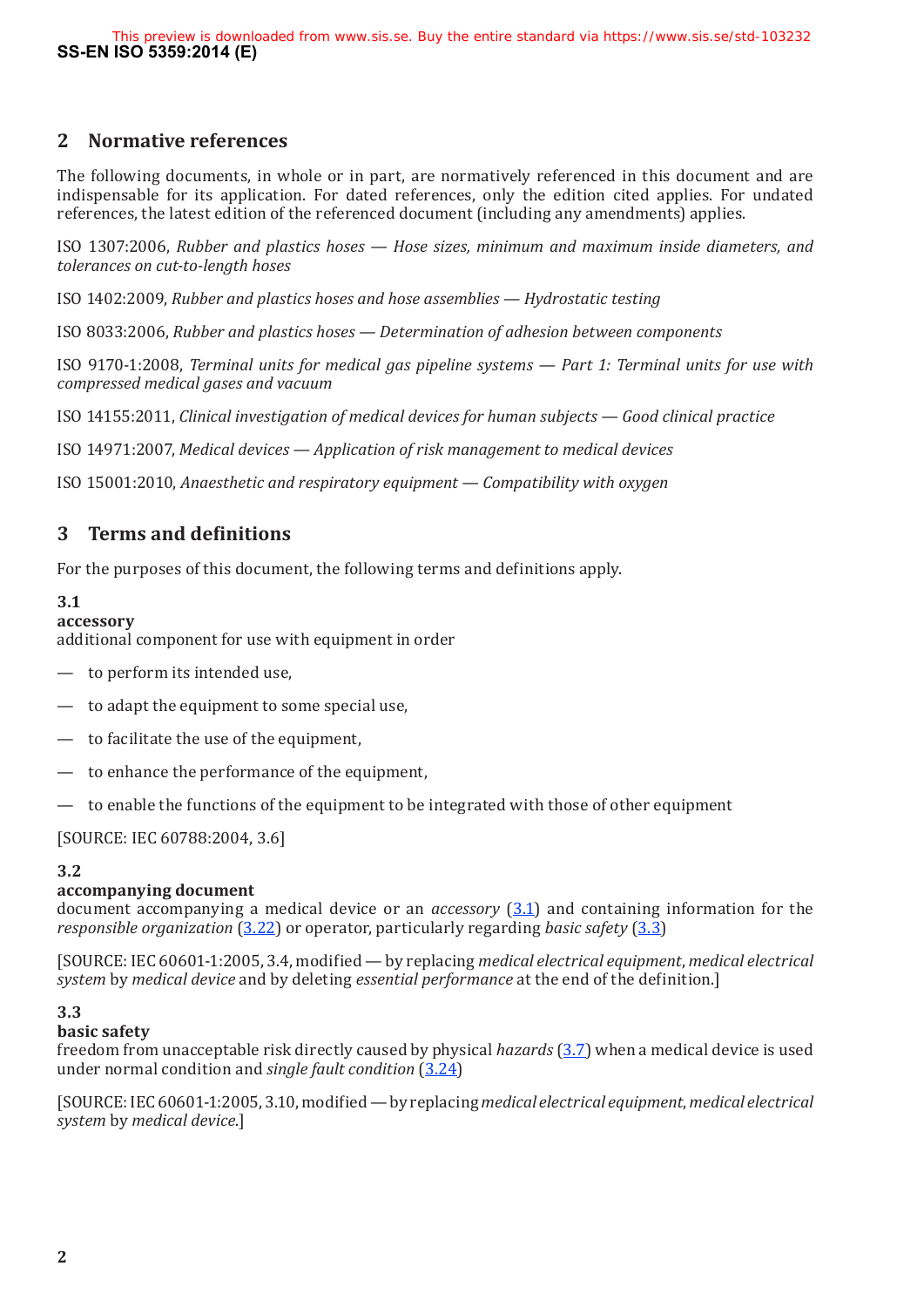## 2 Normative references

The following documents, in whole or in part, are normatively referenced in this document and are indispensable for its application. For dated references, only the edition cited applies. For undated references, the latest edition of the referenced document (including any amendments) applies.

ISO 1307:2006, *Rubber and plastics hoses — Hose sizes, minimum and maximum inside diameters, and tolerances on cut-to-length hoses*

ISO 1402:2009, *Rubber and plastics hoses and hose assemblies — Hydrostatic testing*

ISO 8033:2006, *Rubber and plastics hoses — Determination of adhesion between components*

ISO 9170-1:2008, *Terminal units for medical gas pipeline systems — Part 1: Terminal units for use with compressed medical gases and vacuum*

ISO 14155:2011, *Clinical investigation of medical devices for human subjects — Good clinical practice*

ISO 14971:2007, *Medical devices — Application of risk management to medical devices*

ISO 15001:2010, *Anaesthetic and respiratory equipment — Compatibility with oxygen*

## 3 Terms and definitions

For the purposes of this document, the following terms and definitions apply.

**3.1**
**accessory**
additional component for use with equipment in order

- to perform its intended use,
- to adapt the equipment to some special use,
- to facilitate the use of the equipment,
- to enhance the performance of the equipment,
- to enable the functions of the equipment to be integrated with those of other equipment

[SOURCE: IEC 60788:2004, 3.6]

**3.2**
**accompanying document**
document accompanying a medical device or an *accessory* (3.1) and containing information for the *responsible organization* (3.22) or operator, particularly regarding *basic safety* (3.3)

[SOURCE: IEC 60601-1:2005, 3.4, modified — by replacing *medical electrical equipment*, *medical electrical system* by *medical device* and by deleting *essential performance* at the end of the definition.]

**3.3**
**basic safety**
freedom from unacceptable risk directly caused by physical *hazards* (3.7) when a medical device is used under normal condition and *single fault condition* (3.24)

[SOURCE: IEC 60601-1:2005, 3.10, modified — by replacing *medical electrical equipment*, *medical electrical system* by *medical device*.]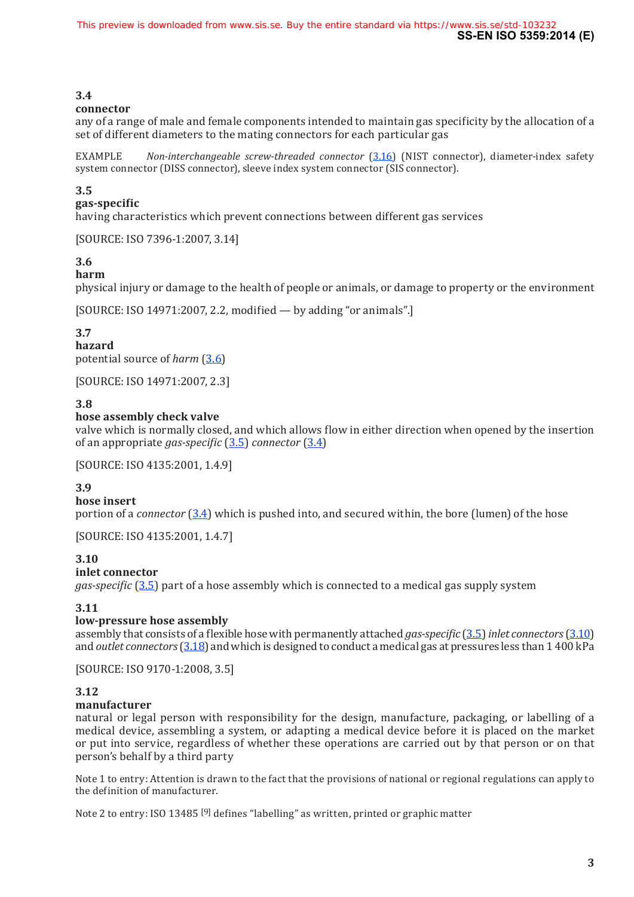### 3.4

**connector**

any of a range of male and female components intended to maintain gas specificity by the allocation of a set of different diameters to the mating connectors for each particular gas

EXAMPLE *Non-interchangeable screw-threaded connector* (3.16) (NIST connector), diameter-index safety system connector (DISS connector), sleeve index system connector (SIS connector).

### 3.5

**gas-specific**

having characteristics which prevent connections between different gas services

[SOURCE: ISO 7396-1:2007, 3.14]

### 3.6

**harm**

physical injury or damage to the health of people or animals, or damage to property or the environment

[SOURCE: ISO 14971:2007, 2.2, modified — by adding "or animals".]

### 3.7

**hazard**

potential source of *harm* (3.6)

[SOURCE: ISO 14971:2007, 2.3]

### 3.8

**hose assembly check valve**

valve which is normally closed, and which allows flow in either direction when opened by the insertion of an appropriate *gas-specific* (3.5) *connector* (3.4)

[SOURCE: ISO 4135:2001, 1.4.9]

### 3.9

**hose insert**

portion of a *connector* (3.4) which is pushed into, and secured within, the bore (lumen) of the hose

[SOURCE: ISO 4135:2001, 1.4.7]

### 3.10

**inlet connector**

*gas-specific* (3.5) part of a hose assembly which is connected to a medical gas supply system

### 3.11

**low-pressure hose assembly**

assembly that consists of a flexible hose with permanently attached *gas-specific* (3.5) *inlet connectors* (3.10) and *outlet connectors* (3.18) and which is designed to conduct a medical gas at pressures less than 1 400 kPa

[SOURCE: ISO 9170-1:2008, 3.5]

### 3.12

**manufacturer**

natural or legal person with responsibility for the design, manufacture, packaging, or labelling of a medical device, assembling a system, or adapting a medical device before it is placed on the market or put into service, regardless of whether these operations are carried out by that person or on that person's behalf by a third party

Note 1 to entry: Attention is drawn to the fact that the provisions of national or regional regulations can apply to the definition of manufacturer.

Note 2 to entry: ISO 13485 [9] defines "labelling" as written, printed or graphic matter